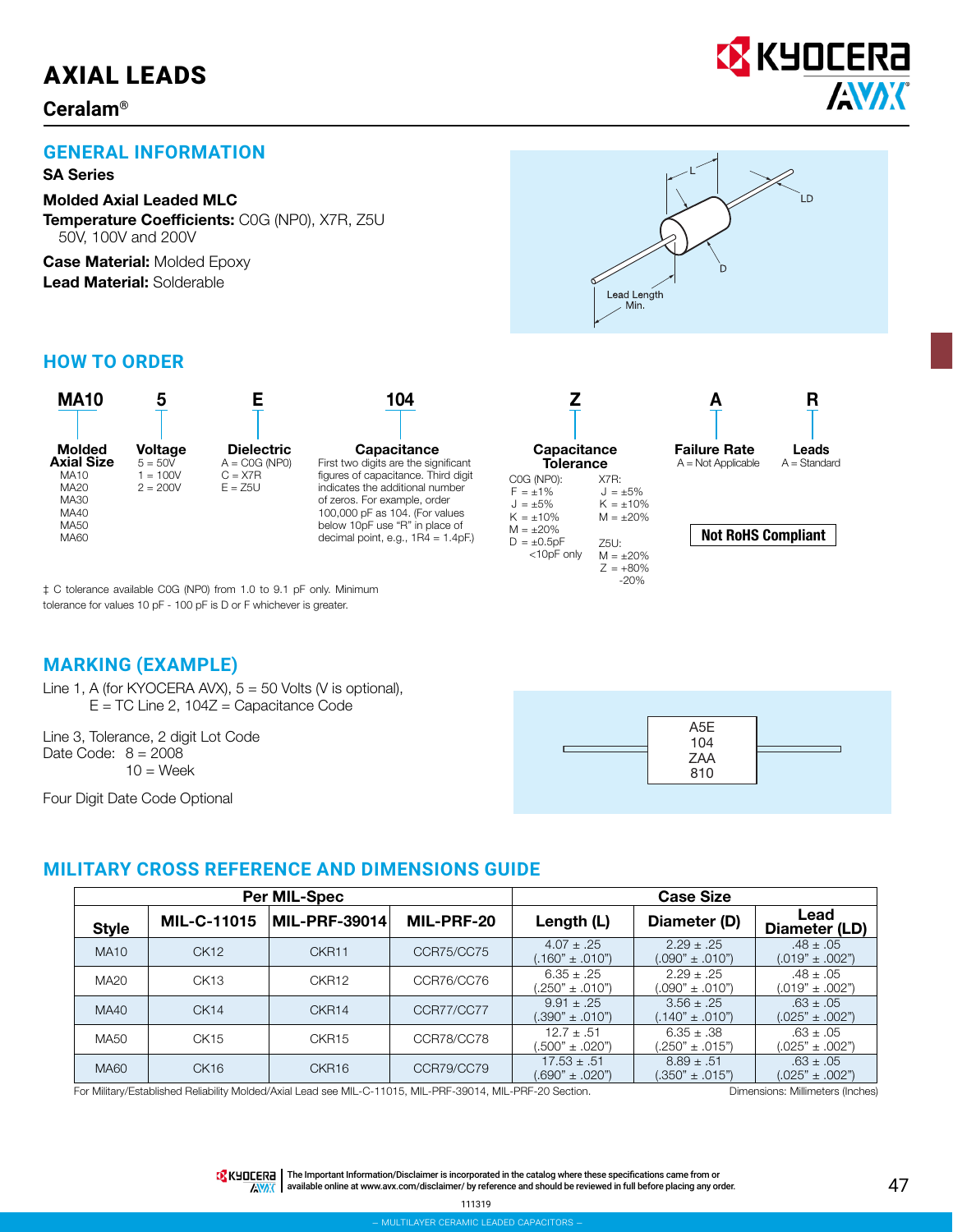# AXIAL LEADS

## Ceralam®

## GENERAL INFORMATION

**SA Series**

**Molded Axial Leaded MLC**

**Temperature Coefficients:** C0G (NP0), X7R, Z5U
50V, 100V and 200V

**Case Material:** Molded Epoxy

**Lead Material:** Solderable

L
LD
D
Lead Length Min.

## HOW TO ORDER

| MA10 | 5 | E | 104 | Z | A | R |
|---|---|---|---|---|---|---|
| **Molded Axial Size** | **Voltage** | **Dielectric** | **Capacitance** | **Capacitance Tolerance** | **Failure Rate** | **Leads** |
| MA10<br>MA20<br>MA30<br>MA40<br>MA50<br>MA60 | 5 = 50V<br>1 = 100V<br>2 = 200V | A = C0G (NP0)<br>C = X7R<br>E = Z5U | First two digits are the significant figures of capacitance. Third digit indicates the additional number of zeros. For example, order 100,000 pF as 104. (For values below 10pF use "R" in place of decimal point, e.g., 1R4 = 1.4pF.) | C0G (NP0):<br>F = ±1%<br>J = ±5%<br>K = ±10%<br>M = ±20%<br>D = ±0.5pF<br><10pF only<br><br>X7R:<br>J = ±5%<br>K = ±10%<br>M = ±20%<br><br>Z5U:<br>M = ±20%<br>Z = +80% -20% | A = Not Applicable | A = Standard |

**Not RoHS Compliant**

‡ C tolerance available C0G (NP0) from 1.0 to 9.1 pF only. Minimum tolerance for values 10 pF - 100 pF is D or F whichever is greater.

## MARKING (EXAMPLE)

Line 1, A (for KYOCERA AVX), 5 = 50 Volts (V is optional),
E = TC Line 2, 104Z = Capacitance Code

Line 3, Tolerance, 2 digit Lot Code
Date Code: 8 = 2008
10 = Week

Four Digit Date Code Optional

A5E
104
ZAA
810

## MILITARY CROSS REFERENCE AND DIMENSIONS GUIDE

| | Per MIL-Spec | | | Case Size | | |
|---|---|---|---|---|---|---|
| **Style** | **MIL-C-11015** | **MIL-PRF-39014** | **MIL-PRF-20** | **Length (L)** | **Diameter (D)** | **Lead Diameter (LD)** |
| MA10 | CK12 | CKR11 | CCR75/CC75 | 4.07 ± .25 (.160" ± .010") | 2.29 ± .25 (.090" ± .010") | .48 ± .05 (.019" ± .002") |
| MA20 | CK13 | CKR12 | CCR76/CC76 | 6.35 ± .25 (.250" ± .010") | 2.29 ± .25 (.090" ± .010") | .48 ± .05 (.019" ± .002") |
| MA40 | CK14 | CKR14 | CCR77/CC77 | 9.91 ± .25 (.390" ± .010") | 3.56 ± .25 (.140" ± .010") | .63 ± .05 (.025" ± .002") |
| MA50 | CK15 | CKR15 | CCR78/CC78 | 12.7 ± .51 (.500" ± .020") | 6.35 ± .38 (.250" ± .015") | .63 ± .05 (.025" ± .002") |
| MA60 | CK16 | CKR16 | CCR79/CC79 | 17.53 ± .51 (.690" ± .020") | 8.89 ± .51 (.350" ± .015") | .63 ± .05 (.025" ± .002") |

For Military/Established Reliability Molded/Axial Lead see MIL-C-11015, MIL-PRF-39014, MIL-PRF-20 Section.

Dimensions: Millimeters (Inches)

The Important Information/Disclaimer is incorporated in the catalog where these specifications came from or available online at www.avx.com/disclaimer/ by reference and should be reviewed in full before placing any order.

111319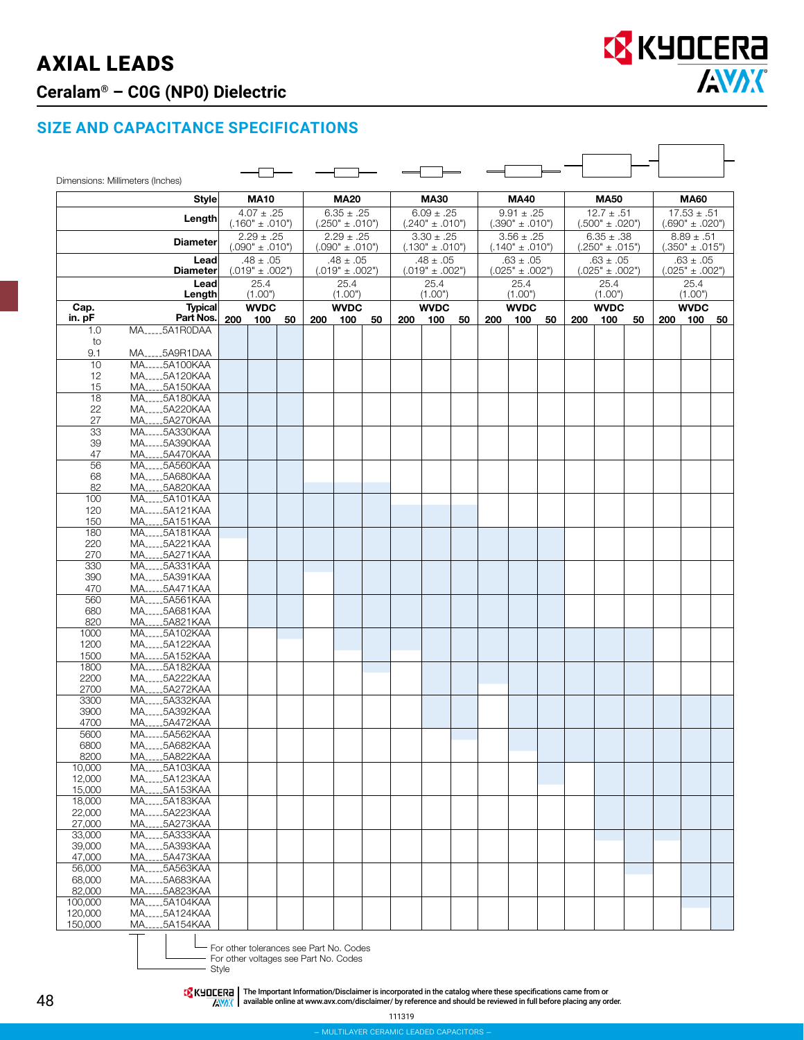# AXIAL LEADS

## Ceralam® – C0G (NP0) Dielectric

## SIZE AND CAPACITANCE SPECIFICATIONS

Dimensions: Millimeters (Inches)

| | Style | MA10 | | | MA20 | | | MA30 | | | MA40 | | | MA50 | | | MA60 | | |
|---|---|---|---|---|---|---|---|---|---|---|---|---|---|---|---|---|---|---|---|
| | Length | 4.07 ± .25 (.160" ± .010") | | | 6.35 ± .25 (.250" ± .010") | | | 6.09 ± .25 (.240" ± .010") | | | 9.91 ± .25 (.390" ± .010") | | | 12.7 ± .51 (.500" ± .020") | | | 17.53 ± .51 (.690" ± .020") | | |
| | Diameter | 2.29 ± .25 (.090" ± .010") | | | 2.29 ± .25 (.090" ± .010") | | | 3.30 ± .25 (.130" ± .010") | | | 3.56 ± .25 (.140" ± .010") | | | 6.35 ± .38 (.250" ± .015") | | | 8.89 ± .51 (.350" ± .015") | | |
| | Lead Diameter | .48 ± .05 (.019" ± .002") | | | .48 ± .05 (.019" ± .002") | | | .48 ± .05 (.019" ± .002") | | | .63 ± .05 (.025" ± .002") | | | .63 ± .05 (.025" ± .002") | | | .63 ± .05 (.025" ± .002") | | |
| | Lead Length | 25.4 (1.00") | | | 25.4 (1.00") | | | 25.4 (1.00") | | | 25.4 (1.00") | | | 25.4 (1.00") | | | 25.4 (1.00") | | |
| Cap. in. pF | Typical Part Nos. | WVDC 200 | 100 | 50 | WVDC 200 | 100 | 50 | WVDC 200 | 100 | 50 | WVDC 200 | 100 | 50 | WVDC 200 | 100 | 50 | WVDC 200 | 100 | 50 |
| 1.0 to 9.1 | MA_ _ _ _5A1R0DAA to MA_ _ _ _5A9R1DAA | | | | | | | | | | | | | | | | | | |
| 10 | MA_ _ _ _5A100KAA | | | | | | | | | | | | | | | | | | |
| 12 | MA_ _ _ _5A120KAA | | | | | | | | | | | | | | | | | | |
| 15 | MA_ _ _ _5A150KAA | | | | | | | | | | | | | | | | | | |
| 18 | MA_ _ _ _5A180KAA | | | | | | | | | | | | | | | | | | |
| 22 | MA_ _ _ _5A220KAA | | | | | | | | | | | | | | | | | | |
| 27 | MA_ _ _ _5A270KAA | | | | | | | | | | | | | | | | | | |
| 33 | MA_ _ _ _5A330KAA | | | | | | | | | | | | | | | | | | |
| 39 | MA_ _ _ _5A390KAA | | | | | | | | | | | | | | | | | | |
| 47 | MA_ _ _ _5A470KAA | | | | | | | | | | | | | | | | | | |
| 56 | MA_ _ _ _5A560KAA | | | | | | | | | | | | | | | | | | |
| 68 | MA_ _ _ _5A680KAA | | | | | | | | | | | | | | | | | | |
| 82 | MA_ _ _ _5A820KAA | | | | | | | | | | | | | | | | | | |
| 100 | MA_ _ _ _5A101KAA | | | | | | | | | | | | | | | | | | |
| 120 | MA_ _ _ _5A121KAA | | | | | | | | | | | | | | | | | | |
| 150 | MA_ _ _ _5A151KAA | | | | | | | | | | | | | | | | | | |
| 180 | MA_ _ _ _5A181KAA | | | | | | | | | | | | | | | | | | |
| 220 | MA_ _ _ _5A221KAA | | | | | | | | | | | | | | | | | | |
| 270 | MA_ _ _ _5A271KAA | | | | | | | | | | | | | | | | | | |
| 330 | MA_ _ _ _5A331KAA | | | | | | | | | | | | | | | | | | |
| 390 | MA_ _ _ _5A391KAA | | | | | | | | | | | | | | | | | | |
| 470 | MA_ _ _ _5A471KAA | | | | | | | | | | | | | | | | | | |
| 560 | MA_ _ _ _5A561KAA | | | | | | | | | | | | | | | | | | |
| 680 | MA_ _ _ _5A681KAA | | | | | | | | | | | | | | | | | | |
| 820 | MA_ _ _ _5A821KAA | | | | | | | | | | | | | | | | | | |
| 1000 | MA_ _ _ _5A102KAA | | | | | | | | | | | | | | | | | | |
| 1200 | MA_ _ _ _5A122KAA | | | | | | | | | | | | | | | | | | |
| 1500 | MA_ _ _ _5A152KAA | | | | | | | | | | | | | | | | | | |
| 1800 | MA_ _ _ _5A182KAA | | | | | | | | | | | | | | | | | | |
| 2200 | MA_ _ _ _5A222KAA | | | | | | | | | | | | | | | | | | |
| 2700 | MA_ _ _ _5A272KAA | | | | | | | | | | | | | | | | | | |
| 3300 | MA_ _ _ _5A332KAA | | | | | | | | | | | | | | | | | | |
| 3900 | MA_ _ _ _5A392KAA | | | | | | | | | | | | | | | | | | |
| 4700 | MA_ _ _ _5A472KAA | | | | | | | | | | | | | | | | | | |
| 5600 | MA_ _ _ _5A562KAA | | | | | | | | | | | | | | | | | | |
| 6800 | MA_ _ _ _5A682KAA | | | | | | | | | | | | | | | | | | |
| 8200 | MA_ _ _ _5A822KAA | | | | | | | | | | | | | | | | | | |
| 10,000 | MA_ _ _ _5A103KAA | | | | | | | | | | | | | | | | | | |
| 12,000 | MA_ _ _ _5A123KAA | | | | | | | | | | | | | | | | | | |
| 15,000 | MA_ _ _ _5A153KAA | | | | | | | | | | | | | | | | | | |
| 18,000 | MA_ _ _ _5A183KAA | | | | | | | | | | | | | | | | | | |
| 22,000 | MA_ _ _ _5A223KAA | | | | | | | | | | | | | | | | | | |
| 27,000 | MA_ _ _ _5A273KAA | | | | | | | | | | | | | | | | | | |
| 33,000 | MA_ _ _ _5A333KAA | | | | | | | | | | | | | | | | | | |
| 39,000 | MA_ _ _ _5A393KAA | | | | | | | | | | | | | | | | | | |
| 47,000 | MA_ _ _ _5A473KAA | | | | | | | | | | | | | | | | | | |
| 56,000 | MA_ _ _ _5A563KAA | | | | | | | | | | | | | | | | | | |
| 68,000 | MA_ _ _ _5A683KAA | | | | | | | | | | | | | | | | | | |
| 82,000 | MA_ _ _ _5A823KAA | | | | | | | | | | | | | | | | | | |
| 100,000 | MA_ _ _ _5A104KAA | | | | | | | | | | | | | | | | | | |
| 120,000 | MA_ _ _ _5A124KAA | | | | | | | | | | | | | | | | | | |
| 150,000 | MA_ _ _ _5A154KAA | | | | | | | | | | | | | | | | | | |

For other tolerances see Part No. Codes
For other voltages see Part No. Codes
Style

The Important Information/Disclaimer is incorporated in the catalog where these specifications came from or available online at www.avx.com/disclaimer/ by reference and should be reviewed in full before placing any order.

111319

– MULTILAYER CERAMIC LEADED CAPACITORS –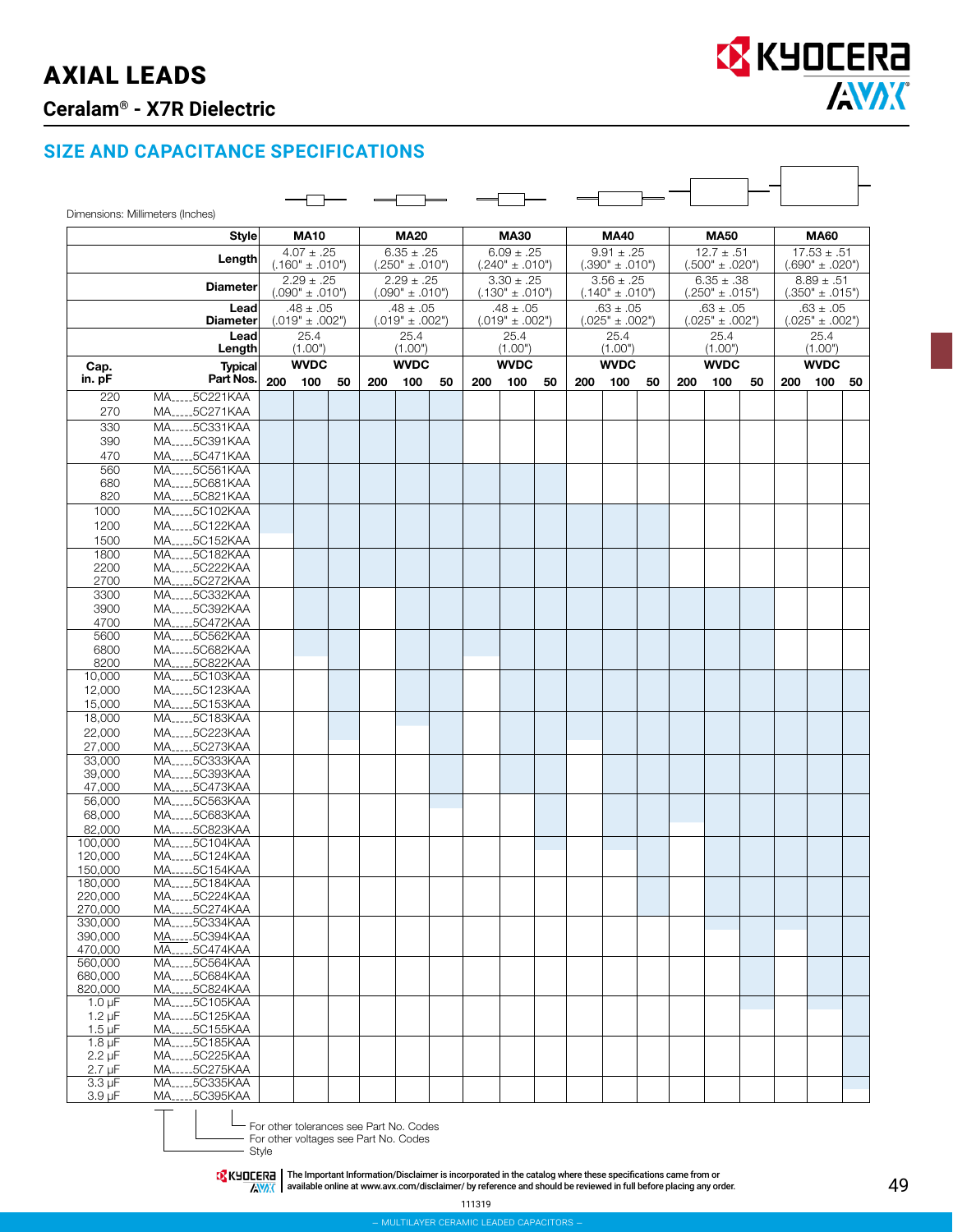# AXIAL LEADS

## Ceralam® - X7R Dielectric

## SIZE AND CAPACITANCE SPECIFICATIONS

Dimensions: Millimeters (Inches)

| | Style | MA10 | | | MA20 | | | MA30 | | | MA40 | | | MA50 | | | MA60 | | |
|---|---|---|---|---|---|---|---|---|---|---|---|---|---|---|---|---|---|---|---|
| | Length | 4.07 ± .25 (.160" ± .010") | | | 6.35 ± .25 (.250" ± .010") | | | 6.09 ± .25 (.240" ± .010") | | | 9.91 ± .25 (.390" ± .010") | | | 12.7 ± .51 (.500" ± .020") | | | 17.53 ± .51 (.690" ± .020") | | |
| | Diameter | 2.29 ± .25 (.090" ± .010") | | | 2.29 ± .25 (.090" ± .010") | | | 3.30 ± .25 (.130" ± .010") | | | 3.56 ± .25 (.140" ± .010") | | | 6.35 ± .38 (.250" ± .015") | | | 8.89 ± .51 (.350" ± .015") | | |
| | Lead Diameter | .48 ± .05 (.019" ± .002") | | | .48 ± .05 (.019" ± .002") | | | .48 ± .05 (.019" ± .002") | | | .63 ± .05 (.025" ± .002") | | | .63 ± .05 (.025" ± .002") | | | .63 ± .05 (.025" ± .002") | | |
| | Lead Length | 25.4 (1.00") | | | 25.4 (1.00") | | | 25.4 (1.00") | | | 25.4 (1.00") | | | 25.4 (1.00") | | | 25.4 (1.00") | | |
| Cap. in. pF | Typical Part Nos. | WVDC | | | WVDC | | | WVDC | | | WVDC | | | WVDC | | | WVDC | | |
| | | 200 | 100 | 50 | 200 | 100 | 50 | 200 | 100 | 50 | 200 | 100 | 50 | 200 | 100 | 50 | 200 | 100 | 50 |
| 220 | MA____5C221KAA | | | | | | | | | | | | | | | | | | |
| 270 | MA____5C271KAA | | | | | | | | | | | | | | | | | | |
| 330 | MA____5C331KAA | | | | | | | | | | | | | | | | | | |
| 390 | MA____5C391KAA | | | | | | | | | | | | | | | | | | |
| 470 | MA____5C471KAA | | | | | | | | | | | | | | | | | | |
| 560 | MA____5C561KAA | | | | | | | | | | | | | | | | | | |
| 680 | MA____5C681KAA | | | | | | | | | | | | | | | | | | |
| 820 | MA____5C821KAA | | | | | | | | | | | | | | | | | | |
| 1000 | MA____5C102KAA | | | | | | | | | | | | | | | | | | |
| 1200 | MA____5C122KAA | | | | | | | | | | | | | | | | | | |
| 1500 | MA____5C152KAA | | | | | | | | | | | | | | | | | | |
| 1800 | MA____5C182KAA | | | | | | | | | | | | | | | | | | |
| 2200 | MA____5C222KAA | | | | | | | | | | | | | | | | | | |
| 2700 | MA____5C272KAA | | | | | | | | | | | | | | | | | | |
| 3300 | MA____5C332KAA | | | | | | | | | | | | | | | | | | |
| 3900 | MA____5C392KAA | | | | | | | | | | | | | | | | | | |
| 4700 | MA____5C472KAA | | | | | | | | | | | | | | | | | | |
| 5600 | MA____5C562KAA | | | | | | | | | | | | | | | | | | |
| 6800 | MA____5C682KAA | | | | | | | | | | | | | | | | | | |
| 8200 | MA____5C822KAA | | | | | | | | | | | | | | | | | | |
| 10,000 | MA____5C103KAA | | | | | | | | | | | | | | | | | | |
| 12,000 | MA____5C123KAA | | | | | | | | | | | | | | | | | | |
| 15,000 | MA____5C153KAA | | | | | | | | | | | | | | | | | | |
| 18,000 | MA____5C183KAA | | | | | | | | | | | | | | | | | | |
| 22,000 | MA____5C223KAA | | | | | | | | | | | | | | | | | | |
| 27,000 | MA____5C273KAA | | | | | | | | | | | | | | | | | | |
| 33,000 | MA____5C333KAA | | | | | | | | | | | | | | | | | | |
| 39,000 | MA____5C393KAA | | | | | | | | | | | | | | | | | | |
| 47,000 | MA____5C473KAA | | | | | | | | | | | | | | | | | | |
| 56,000 | MA____5C563KAA | | | | | | | | | | | | | | | | | | |
| 68,000 | MA____5C683KAA | | | | | | | | | | | | | | | | | | |
| 82,000 | MA____5C823KAA | | | | | | | | | | | | | | | | | | |
| 100,000 | MA____5C104KAA | | | | | | | | | | | | | | | | | | |
| 120,000 | MA____5C124KAA | | | | | | | | | | | | | | | | | | |
| 150,000 | MA____5C154KAA | | | | | | | | | | | | | | | | | | |
| 180,000 | MA____5C184KAA | | | | | | | | | | | | | | | | | | |
| 220,000 | MA____5C224KAA | | | | | | | | | | | | | | | | | | |
| 270,000 | MA____5C274KAA | | | | | | | | | | | | | | | | | | |
| 330,000 | MA____5C334KAA | | | | | | | | | | | | | | | | | | |
| 390,000 | MA____5C394KAA | | | | | | | | | | | | | | | | | | |
| 470,000 | MA____5C474KAA | | | | | | | | | | | | | | | | | | |
| 560,000 | MA____5C564KAA | | | | | | | | | | | | | | | | | | |
| 680,000 | MA____5C684KAA | | | | | | | | | | | | | | | | | | |
| 820,000 | MA____5C824KAA | | | | | | | | | | | | | | | | | | |
| 1.0 μF | MA____5C105KAA | | | | | | | | | | | | | | | | | | |
| 1.2 μF | MA____5C125KAA | | | | | | | | | | | | | | | | | | |
| 1.5 μF | MA____5C155KAA | | | | | | | | | | | | | | | | | | |
| 1.8 μF | MA____5C185KAA | | | | | | | | | | | | | | | | | | |
| 2.2 μF | MA____5C225KAA | | | | | | | | | | | | | | | | | | |
| 2.7 μF | MA____5C275KAA | | | | | | | | | | | | | | | | | | |
| 3.3 μF | MA____5C335KAA | | | | | | | | | | | | | | | | | | |
| 3.9 μF | MA____5C395KAA | | | | | | | | | | | | | | | | | | |

- For other tolerances see Part No. Codes
- For other voltages see Part No. Codes
- Style

The Important Information/Disclaimer is incorporated in the catalog where these specifications came from or available online at www.avx.com/disclaimer/ by reference and should be reviewed in full before placing any order.

111319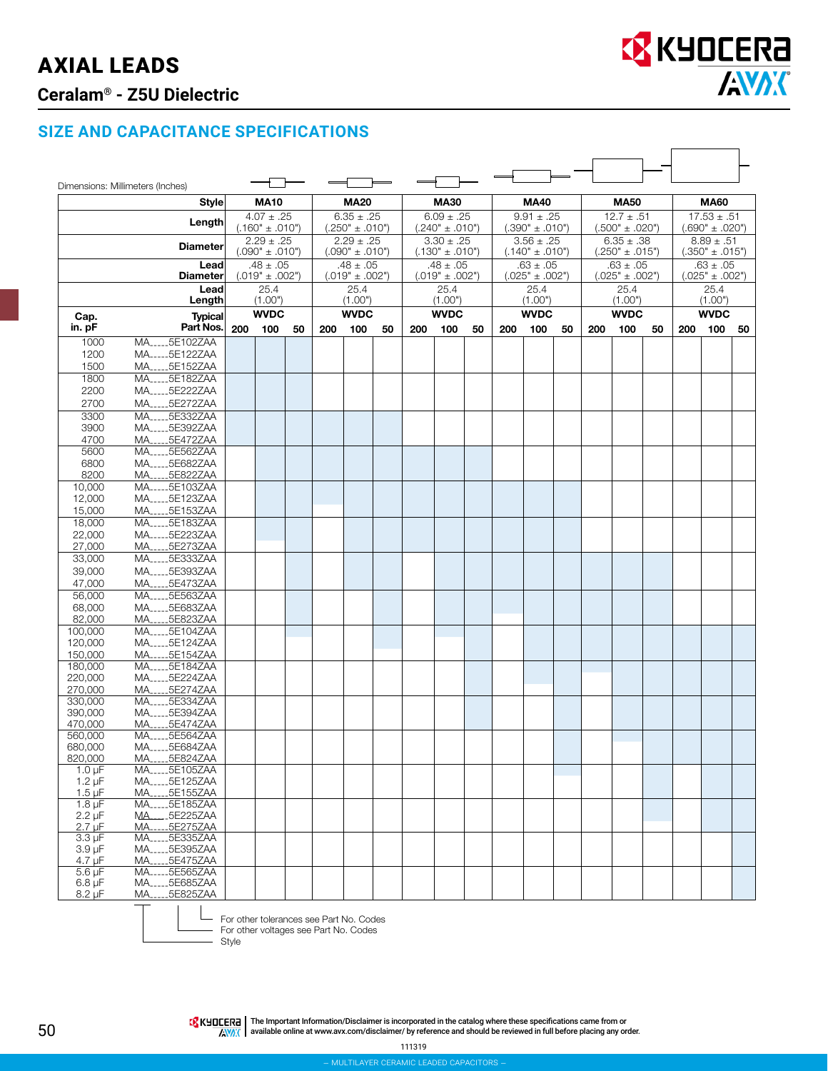# AXIAL LEADS

## Ceralam® - Z5U Dielectric

## SIZE AND CAPACITANCE SPECIFICATIONS

Dimensions: Millimeters (Inches)

| | Style | MA10 | | | MA20 | | | MA30 | | | MA40 | | | MA50 | | | MA60 | | |
|---|---|---|---|---|---|---|---|---|---|---|---|---|---|---|---|---|---|---|---|
| | Length | 4.07 ± .25 (.160" ± .010") | | | 6.35 ± .25 (.250" ± .010") | | | 6.09 ± .25 (.240" ± .010") | | | 9.91 ± .25 (.390" ± .010") | | | 12.7 ± .51 (.500" ± .020") | | | 17.53 ± .51 (.690" ± .020") | | |
| | Diameter | 2.29 ± .25 (.090" ± .010") | | | 2.29 ± .25 (.090" ± .010") | | | 3.30 ± .25 (.130" ± .010") | | | 3.56 ± .25 (.140" ± .010") | | | 6.35 ± .38 (.250" ± .015") | | | 8.89 ± .51 (.350" ± .015") | | |
| | Lead Diameter | .48 ± .05 (.019" ± .002") | | | .48 ± .05 (.019" ± .002") | | | .48 ± .05 (.019" ± .002") | | | .63 ± .05 (.025" ± .002") | | | .63 ± .05 (.025" ± .002") | | | .63 ± .05 (.025" ± .002") | | |
| | Lead Length | 25.4 (1.00") | | | 25.4 (1.00") | | | 25.4 (1.00") | | | 25.4 (1.00") | | | 25.4 (1.00") | | | 25.4 (1.00") | | |
| Cap. | Typical | WVDC | | | WVDC | | | WVDC | | | WVDC | | | WVDC | | | WVDC | | |
| in. pF | Part Nos. | 200 | 100 | 50 | 200 | 100 | 50 | 200 | 100 | 50 | 200 | 100 | 50 | 200 | 100 | 50 | 200 | 100 | 50 |
| 1000 | MA____5E102ZAA | | | | | | | | | | | | | | | | | | |
| 1200 | MA____5E122ZAA | | | | | | | | | | | | | | | | | | |
| 1500 | MA____5E152ZAA | | | | | | | | | | | | | | | | | | |
| 1800 | MA____5E182ZAA | | | | | | | | | | | | | | | | | | |
| 2200 | MA____5E222ZAA | | | | | | | | | | | | | | | | | | |
| 2700 | MA____5E272ZAA | | | | | | | | | | | | | | | | | | |
| 3300 | MA____5E332ZAA | | | | | | | | | | | | | | | | | | |
| 3900 | MA____5E392ZAA | | | | | | | | | | | | | | | | | | |
| 4700 | MA____5E472ZAA | | | | | | | | | | | | | | | | | | |
| 5600 | MA____5E562ZAA | | | | | | | | | | | | | | | | | | |
| 6800 | MA____5E682ZAA | | | | | | | | | | | | | | | | | | |
| 8200 | MA____5E822ZAA | | | | | | | | | | | | | | | | | | |
| 10,000 | MA____5E103ZAA | | | | | | | | | | | | | | | | | | |
| 12,000 | MA____5E123ZAA | | | | | | | | | | | | | | | | | | |
| 15,000 | MA____5E153ZAA | | | | | | | | | | | | | | | | | | |
| 18,000 | MA____5E183ZAA | | | | | | | | | | | | | | | | | | |
| 22,000 | MA____5E223ZAA | | | | | | | | | | | | | | | | | | |
| 27,000 | MA____5E273ZAA | | | | | | | | | | | | | | | | | | |
| 33,000 | MA____5E333ZAA | | | | | | | | | | | | | | | | | | |
| 39,000 | MA____5E393ZAA | | | | | | | | | | | | | | | | | | |
| 47,000 | MA____5E473ZAA | | | | | | | | | | | | | | | | | | |
| 56,000 | MA____5E563ZAA | | | | | | | | | | | | | | | | | | |
| 68,000 | MA____5E683ZAA | | | | | | | | | | | | | | | | | | |
| 82,000 | MA____5E823ZAA | | | | | | | | | | | | | | | | | | |
| 100,000 | MA____5E104ZAA | | | | | | | | | | | | | | | | | | |
| 120,000 | MA____5E124ZAA | | | | | | | | | | | | | | | | | | |
| 150,000 | MA____5E154ZAA | | | | | | | | | | | | | | | | | | |
| 180,000 | MA____5E184ZAA | | | | | | | | | | | | | | | | | | |
| 220,000 | MA____5E224ZAA | | | | | | | | | | | | | | | | | | |
| 270,000 | MA____5E274ZAA | | | | | | | | | | | | | | | | | | |
| 330,000 | MA____5E334ZAA | | | | | | | | | | | | | | | | | | |
| 390,000 | MA____5E394ZAA | | | | | | | | | | | | | | | | | | |
| 470,000 | MA____5E474ZAA | | | | | | | | | | | | | | | | | | |
| 560,000 | MA____5E564ZAA | | | | | | | | | | | | | | | | | | |
| 680,000 | MA____5E684ZAA | | | | | | | | | | | | | | | | | | |
| 820,000 | MA____5E824ZAA | | | | | | | | | | | | | | | | | | |
| 1.0 μF | MA____5E105ZAA | | | | | | | | | | | | | | | | | | |
| 1.2 μF | MA____5E125ZAA | | | | | | | | | | | | | | | | | | |
| 1.5 μF | MA____5E155ZAA | | | | | | | | | | | | | | | | | | |
| 1.8 μF | MA____5E185ZAA | | | | | | | | | | | | | | | | | | |
| 2.2 μF | MA____5E225ZAA | | | | | | | | | | | | | | | | | | |
| 2.7 μF | MA____5E275ZAA | | | | | | | | | | | | | | | | | | |
| 3.3 μF | MA____5E335ZAA | | | | | | | | | | | | | | | | | | |
| 3.9 μF | MA____5E395ZAA | | | | | | | | | | | | | | | | | | |
| 4.7 μF | MA____5E475ZAA | | | | | | | | | | | | | | | | | | |
| 5.6 μF | MA____5E565ZAA | | | | | | | | | | | | | | | | | | |
| 6.8 μF | MA____5E685ZAA | | | | | | | | | | | | | | | | | | |
| 8.2 μF | MA____5E825ZAA | | | | | | | | | | | | | | | | | | |

For other tolerances see Part No. Codes
For other voltages see Part No. Codes
Style

The Important Information/Disclaimer is incorporated in the catalog where these specifications came from or available online at www.avx.com/disclaimer/ by reference and should be reviewed in full before placing any order.

111319

– MULTILAYER CERAMIC LEADED CAPACITORS –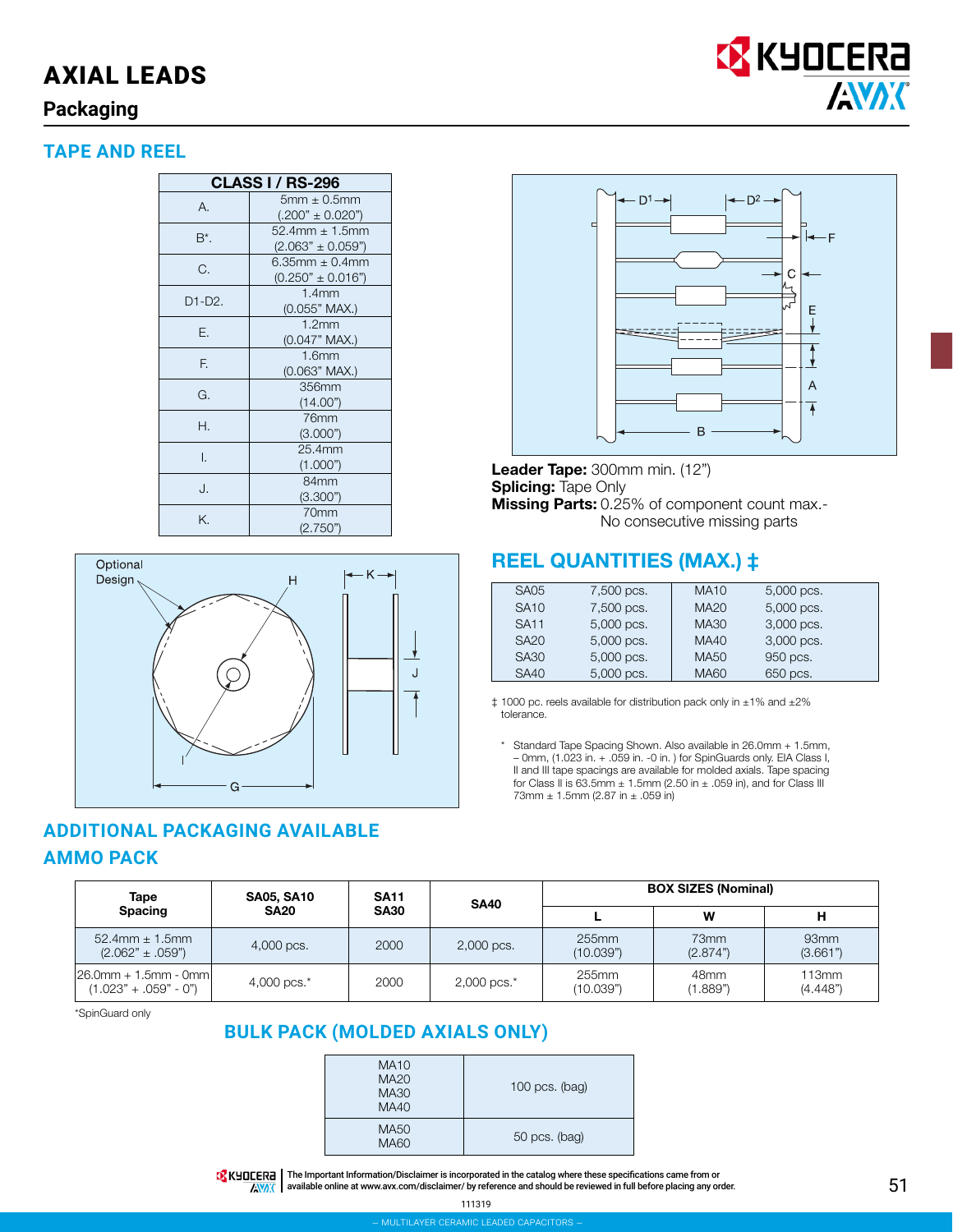# AXIAL LEADS

## Packaging

### TAPE AND REEL

| CLASS I / RS-296 | |
|---|---|
| A. | 5mm ± 0.5mm (.200" ± 0.020") |
| B*. | 52.4mm ± 1.5mm (2.063" ± 0.059") |
| C. | 6.35mm ± 0.4mm (0.250" ± 0.016") |
| D1-D2. | 1.4mm (0.055" MAX.) |
| E. | 1.2mm (0.047" MAX.) |
| F. | 1.6mm (0.063" MAX.) |
| G. | 356mm (14.00") |
| H. | 76mm (3.000") |
| I. | 25.4mm (1.000") |
| J. | 84mm (3.300") |
| K. | 70mm (2.750") |

D1
D2
F
C
E
A
B

Optional Design
H
K
J
I
G

**Leader Tape:** 300mm min. (12")
**Splicing:** Tape Only
**Missing Parts:** 0.25% of component count max.- No consecutive missing parts

### REEL QUANTITIES (MAX.) ‡

| | | | |
|---|---|---|---|
| SA05 | 7,500 pcs. | MA10 | 5,000 pcs. |
| SA10 | 7,500 pcs. | MA20 | 5,000 pcs. |
| SA11 | 5,000 pcs. | MA30 | 3,000 pcs. |
| SA20 | 5,000 pcs. | MA40 | 3,000 pcs. |
| SA30 | 5,000 pcs. | MA50 | 950 pcs. |
| SA40 | 5,000 pcs. | MA60 | 650 pcs. |

‡ 1000 pc. reels available for distribution pack only in ±1% and ±2% tolerance.

\* Standard Tape Spacing Shown. Also available in 26.0mm + 1.5mm, – 0mm, (1.023 in. + .059 in. -0 in. ) for SpinGuards only. EIA Class I, II and III tape spacings are available for molded axials. Tape spacing for Class II is 63.5mm ± 1.5mm (2.50 in ± .059 in), and for Class III 73mm ± 1.5mm (2.87 in ± .059 in)

### ADDITIONAL PACKAGING AVAILABLE

### AMMO PACK

| Tape Spacing | SA05, SA10 SA20 | SA11 SA30 | SA40 | BOX SIZES (Nominal) | | |
|---|---|---|---|---|---|---|
| | | | | L | W | H |
| 52.4mm ± 1.5mm (2.062" ± .059") | 4,000 pcs. | 2000 | 2,000 pcs. | 255mm (10.039") | 73mm (2.874") | 93mm (3.661") |
| 26.0mm + 1.5mm - 0mm (1.023" + .059" - 0") | 4,000 pcs.* | 2000 | 2,000 pcs.* | 255mm (10.039") | 48mm (1.889") | 113mm (4.448") |

*SpinGuard only

### BULK PACK (MOLDED AXIALS ONLY)

| | |
|---|---|
| MA10 MA20 MA30 MA40 | 100 pcs. (bag) |
| MA50 MA60 | 50 pcs. (bag) |

The Important Information/Disclaimer is incorporated in the catalog where these specifications came from or available online at www.avx.com/disclaimer/ by reference and should be reviewed in full before placing any order.

111319